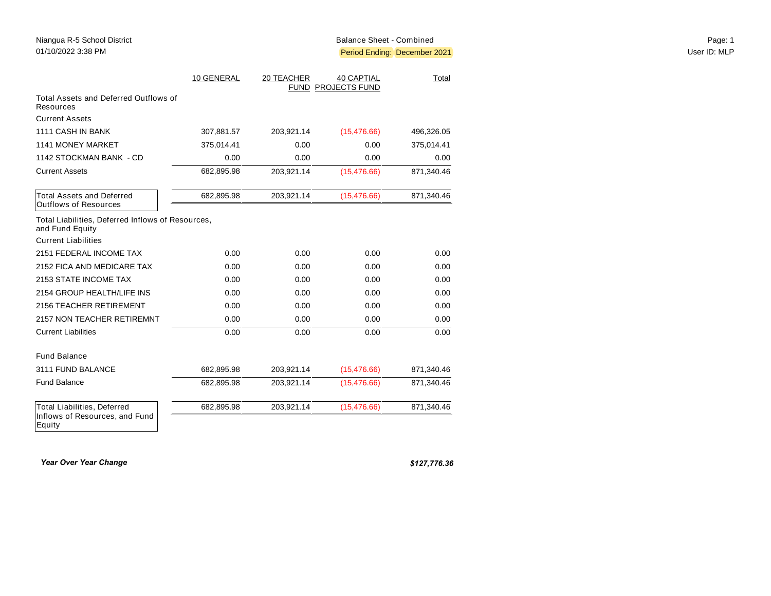Niangua R-5 School District
01/10/2022 3:38 PM

Balance Sheet - Combined
Period Ending: December 2021

User ID: MLP

| | 10 GENERAL | 20 TEACHER FUND | 40 CAPTIAL PROJECTS FUND | Total |
|---|---|---|---|---|
| Total Assets and Deferred Outflows of Resources | | | | |
| Current Assets | | | | |
| 1111 CASH IN BANK | 307,881.57 | 203,921.14 | (15,476.66) | 496,326.05 |
| 1141 MONEY MARKET | 375,014.41 | 0.00 | 0.00 | 375,014.41 |
| 1142 STOCKMAN BANK - CD | 0.00 | 0.00 | 0.00 | 0.00 |
| Current Assets | 682,895.98 | 203,921.14 | (15,476.66) | 871,340.46 |
| Total Assets and Deferred Outflows of Resources | 682,895.98 | 203,921.14 | (15,476.66) | 871,340.46 |
| Total Liabilities, Deferred Inflows of Resources, and Fund Equity | | | | |
| Current Liabilities | | | | |
| 2151 FEDERAL INCOME TAX | 0.00 | 0.00 | 0.00 | 0.00 |
| 2152 FICA AND MEDICARE TAX | 0.00 | 0.00 | 0.00 | 0.00 |
| 2153 STATE INCOME TAX | 0.00 | 0.00 | 0.00 | 0.00 |
| 2154 GROUP HEALTH/LIFE INS | 0.00 | 0.00 | 0.00 | 0.00 |
| 2156 TEACHER RETIREMENT | 0.00 | 0.00 | 0.00 | 0.00 |
| 2157 NON TEACHER RETIREMNT | 0.00 | 0.00 | 0.00 | 0.00 |
| Current Liabilities | 0.00 | 0.00 | 0.00 | 0.00 |
| Fund Balance | | | | |
| 3111 FUND BALANCE | 682,895.98 | 203,921.14 | (15,476.66) | 871,340.46 |
| Fund Balance | 682,895.98 | 203,921.14 | (15,476.66) | 871,340.46 |
| Total Liabilities, Deferred Inflows of Resources, and Fund Equity | 682,895.98 | 203,921.14 | (15,476.66) | 871,340.46 |

***Year Over Year Change*** ***$127,776.36***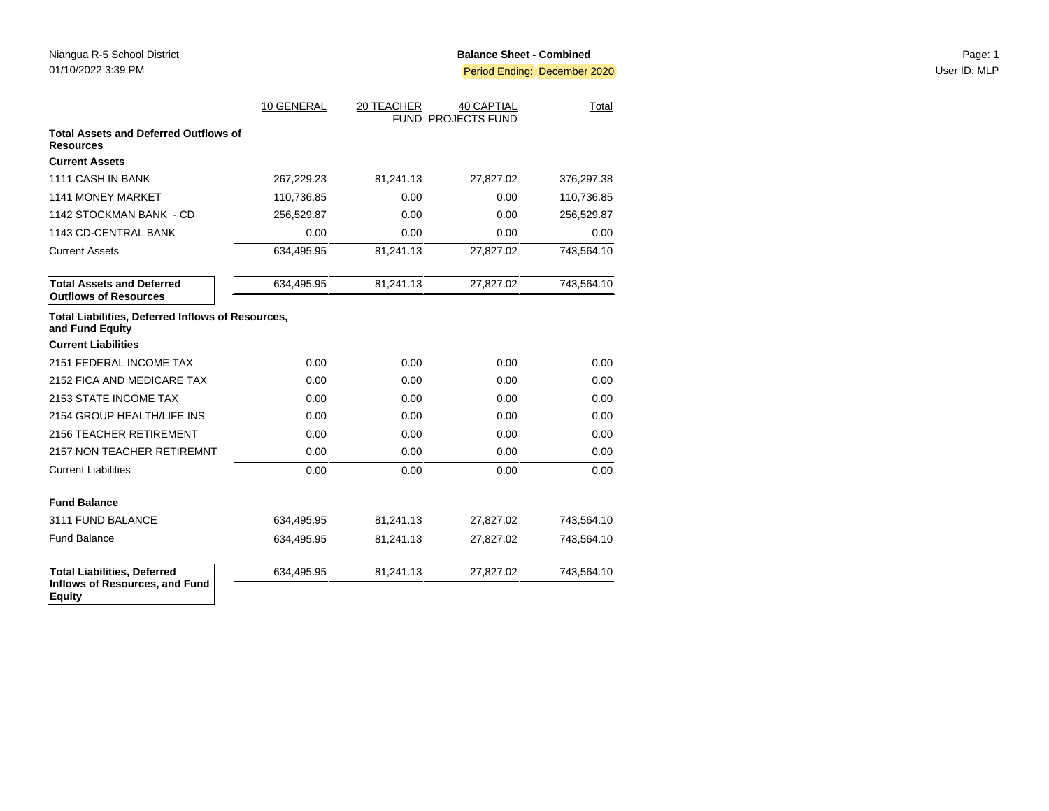Niangua R-5 School District
01/10/2022 3:39 PM

**Balance Sheet - Combined**

Period Ending: December 2020

Page: 1
User ID: MLP

| | 10 GENERAL | 20 TEACHER FUND | 40 CAPTIAL PROJECTS FUND | Total |
|---|---|---|---|---|
| **Total Assets and Deferred Outflows of Resources** | | | | |
| **Current Assets** | | | | |
| 1111 CASH IN BANK | 267,229.23 | 81,241.13 | 27,827.02 | 376,297.38 |
| 1141 MONEY MARKET | 110,736.85 | 0.00 | 0.00 | 110,736.85 |
| 1142 STOCKMAN BANK - CD | 256,529.87 | 0.00 | 0.00 | 256,529.87 |
| 1143 CD-CENTRAL BANK | 0.00 | 0.00 | 0.00 | 0.00 |
| Current Assets | 634,495.95 | 81,241.13 | 27,827.02 | 743,564.10 |
| **Total Assets and Deferred Outflows of Resources** | 634,495.95 | 81,241.13 | 27,827.02 | 743,564.10 |
| **Total Liabilities, Deferred Inflows of Resources, and Fund Equity** | | | | |
| **Current Liabilities** | | | | |
| 2151 FEDERAL INCOME TAX | 0.00 | 0.00 | 0.00 | 0.00 |
| 2152 FICA AND MEDICARE TAX | 0.00 | 0.00 | 0.00 | 0.00 |
| 2153 STATE INCOME TAX | 0.00 | 0.00 | 0.00 | 0.00 |
| 2154 GROUP HEALTH/LIFE INS | 0.00 | 0.00 | 0.00 | 0.00 |
| 2156 TEACHER RETIREMENT | 0.00 | 0.00 | 0.00 | 0.00 |
| 2157 NON TEACHER RETIREMNT | 0.00 | 0.00 | 0.00 | 0.00 |
| Current Liabilities | 0.00 | 0.00 | 0.00 | 0.00 |
| **Fund Balance** | | | | |
| 3111 FUND BALANCE | 634,495.95 | 81,241.13 | 27,827.02 | 743,564.10 |
| Fund Balance | 634,495.95 | 81,241.13 | 27,827.02 | 743,564.10 |
| **Total Liabilities, Deferred Inflows of Resources, and Fund Equity** | 634,495.95 | 81,241.13 | 27,827.02 | 743,564.10 |